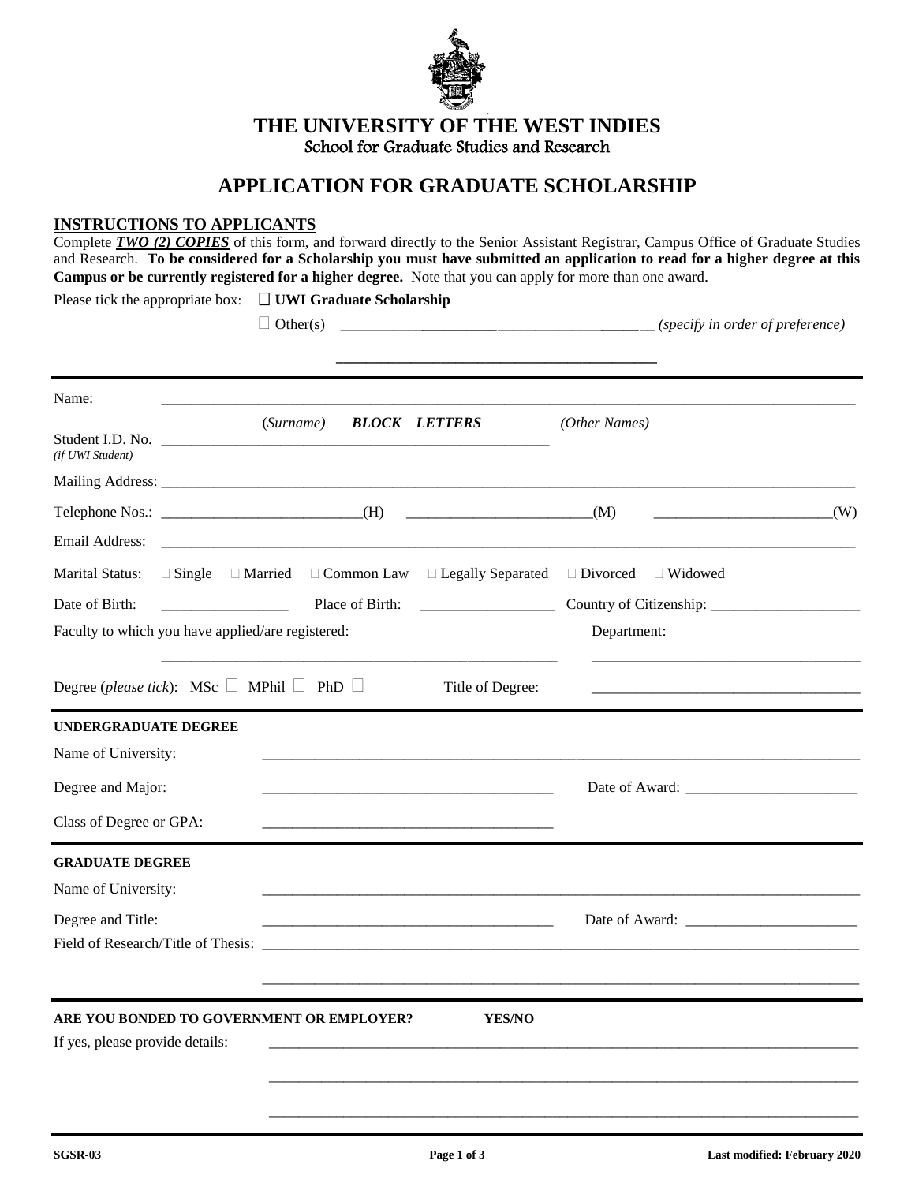# THE UNIVERSITY OF THE WEST INDIES

School for Graduate Studies and Research

## APPLICATION FOR GRADUATE SCHOLARSHIP

### INSTRUCTIONS TO APPLICANTS

Complete ***TWO (2) COPIES*** of this form, and forward directly to the Senior Assistant Registrar, Campus Office of Graduate Studies and Research. **To be considered for a Scholarship you must have submitted an application to read for a higher degree at this Campus or be currently registered for a higher degree.** Note that you can apply for more than one award.

Please tick the appropriate box: ☐ **UWI Graduate Scholarship**

☐ Other(s) ________________________________________ *(specify in order of preference)*

________________________________________

---

Name: ____________________________________________________________

(*Surname*) ***BLOCK LETTERS*** *(Other Names)*

Student I.D. No. ________________________________________
*(if UWI Student)*

Mailing Address: ____________________________________________________________

Telephone Nos.: __________________________(H) __________________________(M) __________________________(W)

Email Address: ____________________________________________________________

Marital Status: ☐ Single ☐ Married ☐ Common Law ☐ Legally Separated ☐ Divorced ☐ Widowed

Date of Birth: ________________ Place of Birth: ________________ Country of Citizenship: ____________________

Faculty to which you have applied/are registered: ________________________________ Department: ________________________________

Degree (*please tick*): MSc ☐ MPhil ☐ PhD ☐ Title of Degree: ________________________________

---

**UNDERGRADUATE DEGREE**

Name of University: ____________________________________________________________

Degree and Major: ________________________________ Date of Award: ________________________

Class of Degree or GPA: ________________________________

---

**GRADUATE DEGREE**

Name of University: ____________________________________________________________

Degree and Title: ________________________________ Date of Award: ________________________

Field of Research/Title of Thesis: ____________________________________________________________

____________________________________________________________

---

**ARE YOU BONDED TO GOVERNMENT OR EMPLOYER? YES/NO**

If yes, please provide details: ____________________________________________________________

____________________________________________________________

____________________________________________________________

SGSR-03 | Last modified: February 2020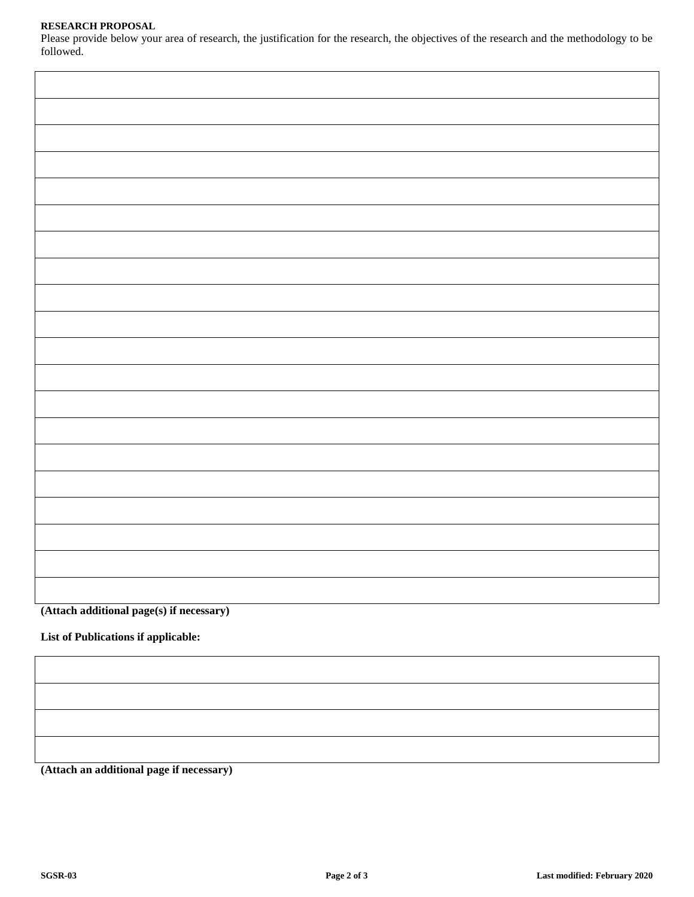**RESEARCH PROPOSAL**

Please provide below your area of research, the justification for the research, the objectives of the research and the methodology to be followed.

| |
|---|
| |
| |
| |
| |
| |
| |
| |
| |
| |
| |
| |
| |
| |
| |
| |
| |
| |
| |
| |

**(Attach additional page(s) if necessary)**

**List of Publications if applicable:**

| |
|---|
| |
| |
| |
| |

**(Attach an additional page if necessary)**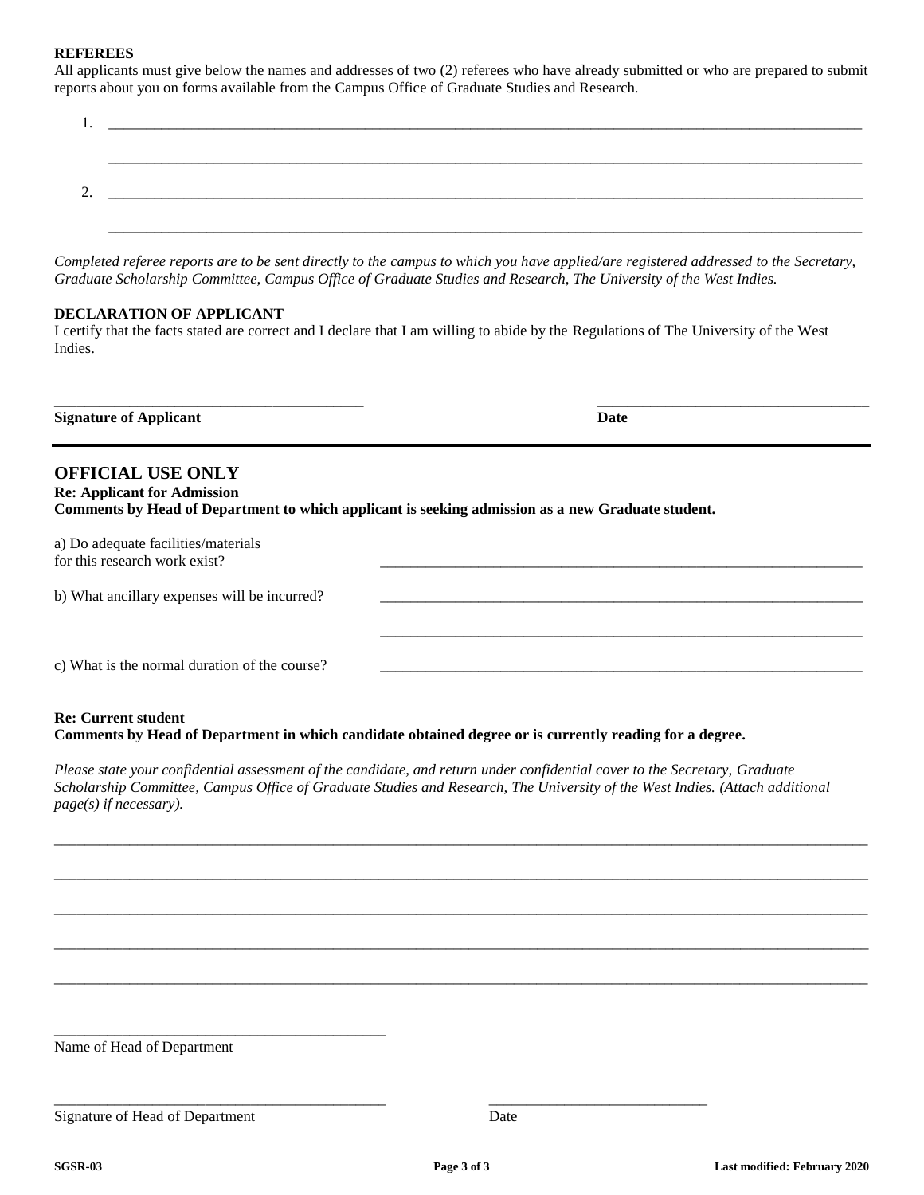**REFEREES**

All applicants must give below the names and addresses of two (2) referees who have already submitted or who are prepared to submit reports about you on forms available from the Campus Office of Graduate Studies and Research.

1. ____________________________________________________________________________

   ____________________________________________________________________________

2. ____________________________________________________________________________

   ____________________________________________________________________________

*Completed referee reports are to be sent directly to the campus to which you have applied/are registered addressed to the Secretary, Graduate Scholarship Committee, Campus Office of Graduate Studies and Research, The University of the West Indies.*

**DECLARATION OF APPLICANT**

I certify that the facts stated are correct and I declare that I am willing to abide by the Regulations of The University of the West Indies.

**____________________________________** **____________________________________**

**Signature of Applicant** **Date**

---

## OFFICIAL USE ONLY

**Re: Applicant for Admission**

**Comments by Head of Department to which applicant is seeking admission as a new Graduate student.**

a) Do adequate facilities/materials for this research work exist? ____________________________________________

b) What ancillary expenses will be incurred? ____________________________________________

____________________________________________

c) What is the normal duration of the course? ____________________________________________

**Re: Current student**

**Comments by Head of Department in which candidate obtained degree or is currently reading for a degree.**

*Please state your confidential assessment of the candidate, and return under confidential cover to the Secretary, Graduate Scholarship Committee, Campus Office of Graduate Studies and Research, The University of the West Indies. (Attach additional page(s) if necessary).*

____________________________________________________________________________

____________________________________________________________________________

____________________________________________________________________________

____________________________________________________________________________

____________________________________________________________________________

____________________________________

Name of Head of Department

____________________________________ ____________________________

Signature of Head of Department Date

SGSR-03 Last modified: February 2020